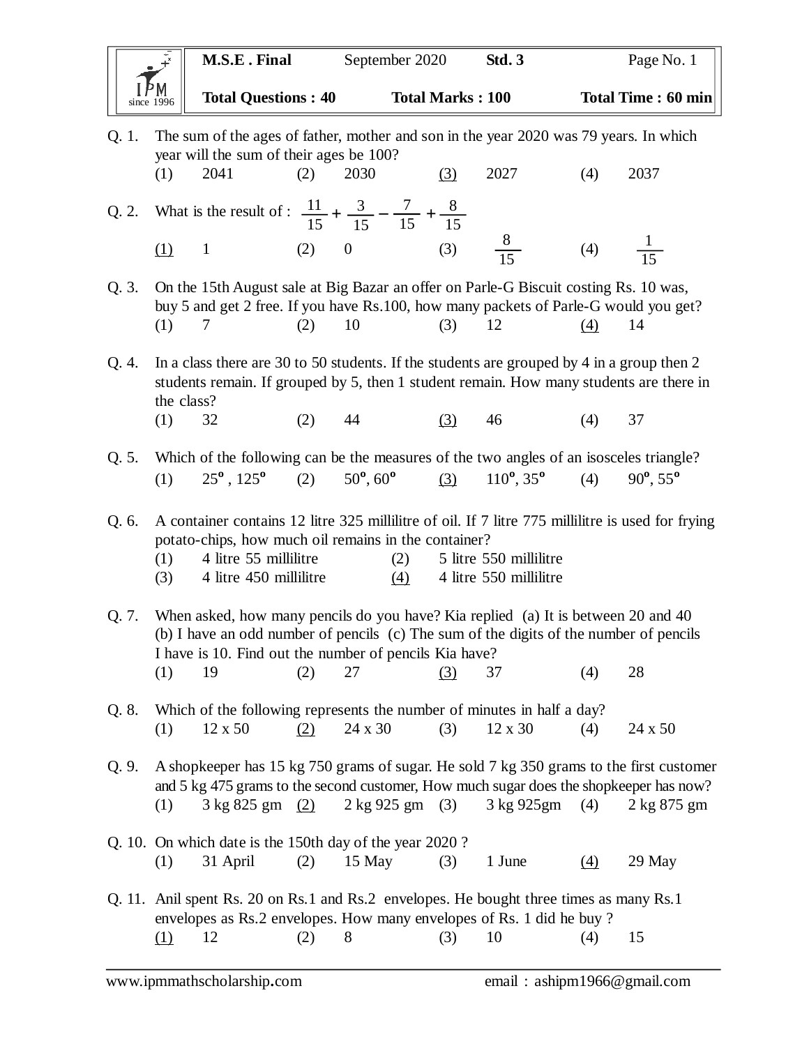| M.S.E . Final | September 2020 | Std. 3 | Page No. 1 |
|---|---|---|---|
| Total Questions : 40 | Total Marks : 100 | | Total Time : 60 min |

Q. 1. The sum of the ages of father, mother and son in the year 2020 was 79 years. In which year will the sum of their ages be 100?

(1) 2041 (2) 2030 <u>(3)</u> 2027 (4) 2037

Q. 2. What is the result of : $\frac{11}{15} + \frac{3}{15} - \frac{7}{15} + \frac{8}{15}$

<u>(1)</u> 1 (2) 0 (3) $\frac{8}{15}$ (4) $\frac{1}{15}$

Q. 3. On the 15th August sale at Big Bazar an offer on Parle-G Biscuit costing Rs. 10 was, buy 5 and get 2 free. If you have Rs.100, how many packets of Parle-G would you get?

(1) 7 (2) 10 (3) 12 <u>(4)</u> 14

Q. 4. In a class there are 30 to 50 students. If the students are grouped by 4 in a group then 2 students remain. If grouped by 5, then 1 student remain. How many students are there in the class?

(1) 32 (2) 44 <u>(3)</u> 46 (4) 37

Q. 5. Which of the following can be the measures of the two angles of an isosceles triangle?

(1) $25^{\circ}$ , $125^{\circ}$ (2) $50^{\circ}$, $60^{\circ}$ <u>(3)</u> $110^{\circ}$, $35^{\circ}$ (4) $90^{\circ}$, $55^{\circ}$

Q. 6. A container contains 12 litre 325 millilitre of oil. If 7 litre 775 millilitre is used for frying potato-chips, how much oil remains in the container?

(1) 4 litre 55 millilitre (2) 5 litre 550 millilitre

(3) 4 litre 450 millilitre <u>(4)</u> 4 litre 550 millilitre

Q. 7. When asked, how many pencils do you have? Kia replied (a) It is between 20 and 40 (b) I have an odd number of pencils (c) The sum of the digits of the number of pencils I have is 10. Find out the number of pencils Kia have?

(1) 19 (2) 27 <u>(3)</u> 37 (4) 28

Q. 8. Which of the following represents the number of minutes in half a day?

(1) 12 x 50 <u>(2)</u> 24 x 30 (3) 12 x 30 (4) 24 x 50

Q. 9. A shopkeeper has 15 kg 750 grams of sugar. He sold 7 kg 350 grams to the first customer and 5 kg 475 grams to the second customer, How much sugar does the shopkeeper has now?

(1) 3 kg 825 gm <u>(2)</u> 2 kg 925 gm (3) 3 kg 925gm (4) 2 kg 875 gm

Q. 10. On which date is the 150th day of the year 2020 ?

(1) 31 April (2) 15 May (3) 1 June <u>(4)</u> 29 May

Q. 11. Anil spent Rs. 20 on Rs.1 and Rs.2 envelopes. He bought three times as many Rs.1 envelopes as Rs.2 envelopes. How many envelopes of Rs. 1 did he buy ?

<u>(1)</u> 12 (2) 8 (3) 10 (4) 15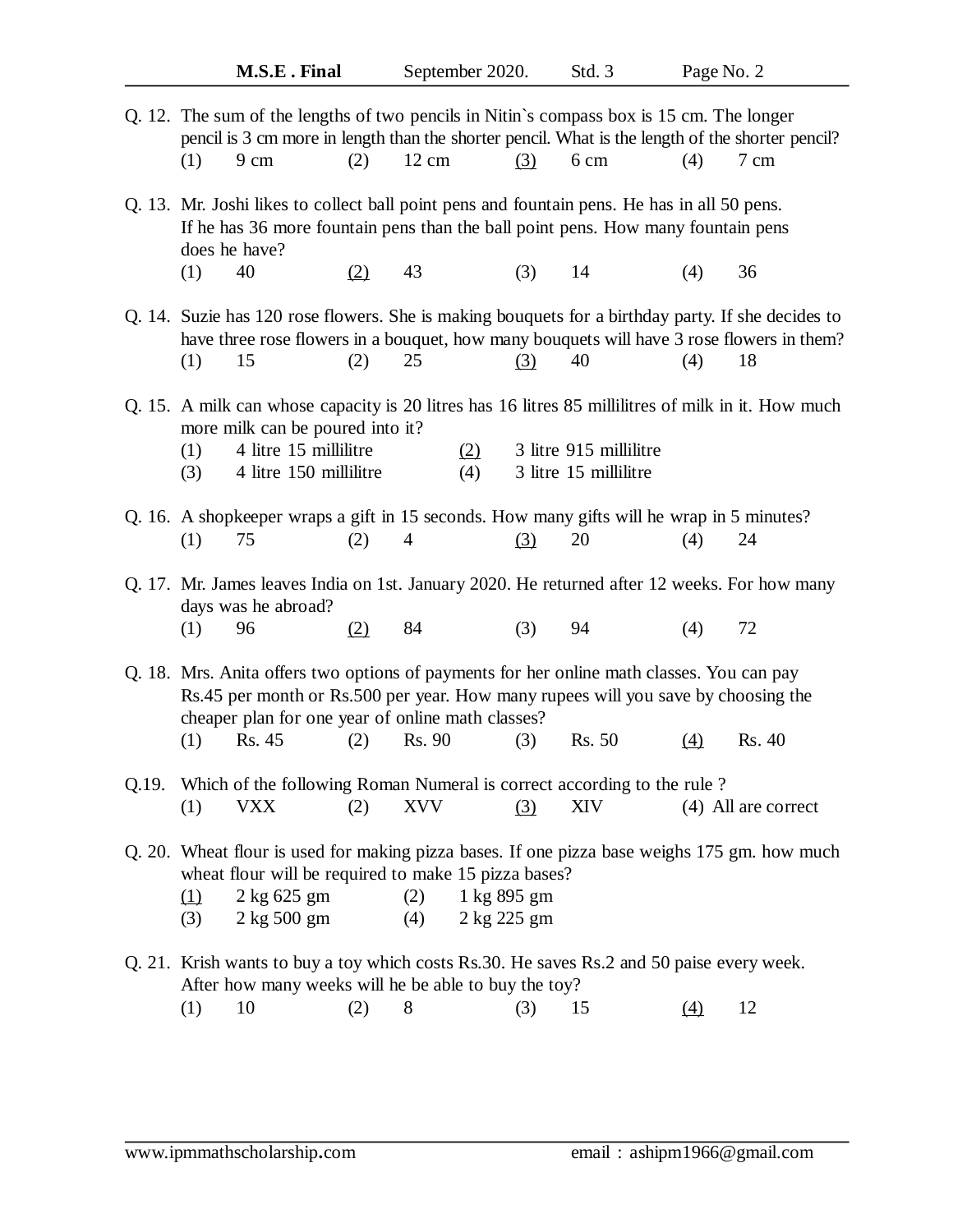Q. 12. The sum of the lengths of two pencils in Nitin`s compass box is 15 cm. The longer pencil is 3 cm more in length than the shorter pencil. What is the length of the shorter pencil?

(1) 9 cm (2) 12 cm <u>(3)</u> 6 cm (4) 7 cm

Q. 13. Mr. Joshi likes to collect ball point pens and fountain pens. He has in all 50 pens. If he has 36 more fountain pens than the ball point pens. How many fountain pens does he have?

(1) 40 <u>(2)</u> 43 (3) 14 (4) 36

Q. 14. Suzie has 120 rose flowers. She is making bouquets for a birthday party. If she decides to have three rose flowers in a bouquet, how many bouquets will have 3 rose flowers in them?

(1) 15 (2) 25 <u>(3)</u> 40 (4) 18

Q. 15. A milk can whose capacity is 20 litres has 16 litres 85 millilitres of milk in it. How much more milk can be poured into it?

(1) 4 litre 15 millilitre <u>(2)</u> 3 litre 915 millilitre
(3) 4 litre 150 millilitre (4) 3 litre 15 millilitre

Q. 16. A shopkeeper wraps a gift in 15 seconds. How many gifts will he wrap in 5 minutes?

(1) 75 (2) 4 <u>(3)</u> 20 (4) 24

Q. 17. Mr. James leaves India on 1st. January 2020. He returned after 12 weeks. For how many days was he abroad?

(1) 96 <u>(2)</u> 84 (3) 94 (4) 72

Q. 18. Mrs. Anita offers two options of payments for her online math classes. You can pay Rs.45 per month or Rs.500 per year. How many rupees will you save by choosing the cheaper plan for one year of online math classes?

(1) Rs. 45 (2) Rs. 90 (3) Rs. 50 <u>(4)</u> Rs. 40

Q.19. Which of the following Roman Numeral is correct according to the rule ?

(1) VXX (2) XVV <u>(3)</u> XIV (4) All are correct

Q. 20. Wheat flour is used for making pizza bases. If one pizza base weighs 175 gm. how much wheat flour will be required to make 15 pizza bases?

<u>(1)</u> 2 kg 625 gm (2) 1 kg 895 gm
(3) 2 kg 500 gm (4) 2 kg 225 gm

Q. 21. Krish wants to buy a toy which costs Rs.30. He saves Rs.2 and 50 paise every week. After how many weeks will he be able to buy the toy?

(1) 10 (2) 8 (3) 15 <u>(4)</u> 12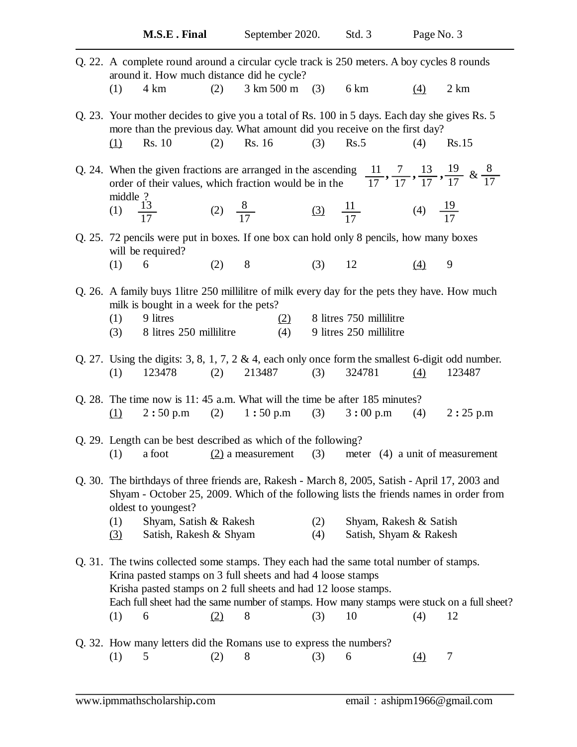Q. 22. A complete round around a circular cycle track is 250 meters. A boy cycles 8 rounds around it. How much distance did he cycle?

(1) 4 km (2) 3 km 500 m (3) 6 km <u>(4)</u> 2 km

Q. 23. Your mother decides to give you a total of Rs. 100 in 5 days. Each day she gives Rs. 5 more than the previous day. What amount did you receive on the first day?

<u>(1)</u> Rs. 10 (2) Rs. 16 (3) Rs.5 (4) Rs.15

Q. 24. When the given fractions are arranged in the ascending order of their values, which fraction would be in the middle ? $\frac{11}{17}, \frac{7}{17}, \frac{13}{17}, \frac{19}{17}$ & $\frac{8}{17}$

(1) $\frac{13}{17}$ (2) $\frac{8}{17}$ <u>(3)</u> $\frac{11}{17}$ (4) $\frac{19}{17}$

Q. 25. 72 pencils were put in boxes. If one box can hold only 8 pencils, how many boxes will be required?

(1) 6 (2) 8 (3) 12 <u>(4)</u> 9

Q. 26. A family buys 1litre 250 millilitre of milk every day for the pets they have. How much milk is bought in a week for the pets?

(1) 9 litres <u>(2)</u> 8 litres 750 millilitre
(3) 8 litres 250 millilitre (4) 9 litres 250 millilitre

Q. 27. Using the digits: 3, 8, 1, 7, 2 & 4, each only once form the smallest 6-digit odd number.

(1) 123478 (2) 213487 (3) 324781 <u>(4)</u> 123487

Q. 28. The time now is 11: 45 a.m. What will the time be after 185 minutes?

<u>(1)</u> 2 : 50 p.m (2) 1 : 50 p.m (3) 3 : 00 p.m (4) 2 : 25 p.m

Q. 29. Length can be best described as which of the following?

(1) a foot <u>(2)</u> a measurement (3) meter (4) a unit of measurement

Q. 30. The birthdays of three friends are, Rakesh - March 8, 2005, Satish - April 17, 2003 and Shyam - October 25, 2009. Which of the following lists the friends names in order from oldest to youngest?

(1) Shyam, Satish & Rakesh (2) Shyam, Rakesh & Satish
<u>(3)</u> Satish, Rakesh & Shyam (4) Satish, Shyam & Rakesh

Q. 31. The twins collected some stamps. They each had the same total number of stamps.
Krina pasted stamps on 3 full sheets and had 4 loose stamps
Krisha pasted stamps on 2 full sheets and had 12 loose stamps.
Each full sheet had the same number of stamps. How many stamps were stuck on a full sheet?

(1) 6 <u>(2)</u> 8 (3) 10 (4) 12

Q. 32. How many letters did the Romans use to express the numbers?

(1) 5 (2) 8 (3) 6 <u>(4)</u> 7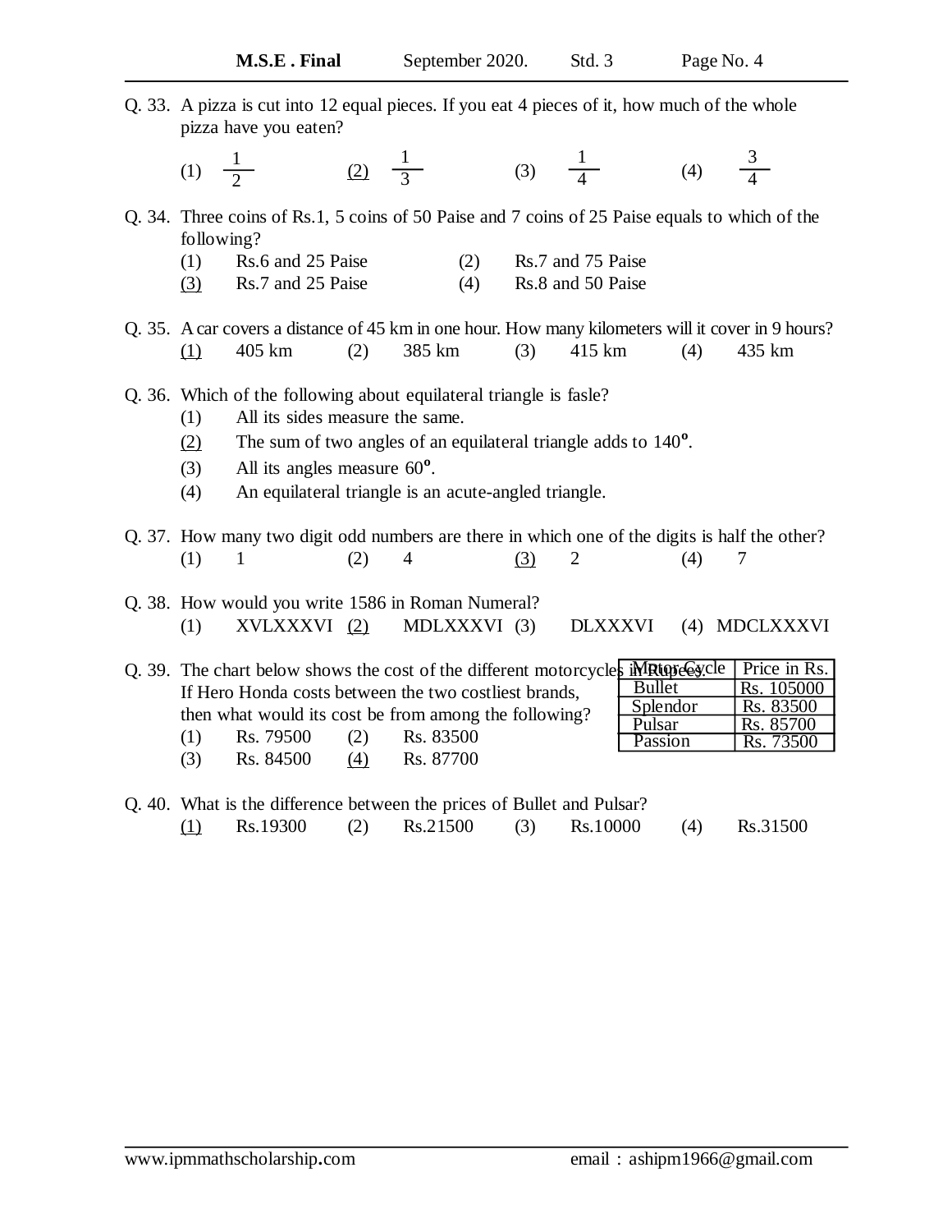Q. 33. A pizza is cut into 12 equal pieces. If you eat 4 pieces of it, how much of the whole pizza have you eaten?

(1) $\frac{1}{2}$ (2) $\frac{1}{3}$ (3) $\frac{1}{4}$ (4) $\frac{3}{4}$

Q. 34. Three coins of Rs.1, 5 coins of 50 Paise and 7 coins of 25 Paise equals to which of the following?

(1) Rs.6 and 25 Paise (2) Rs.7 and 75 Paise

(3) Rs.7 and 25 Paise (4) Rs.8 and 50 Paise

Q. 35. A car covers a distance of 45 km in one hour. How many kilometers will it cover in 9 hours?

(1) 405 km (2) 385 km (3) 415 km (4) 435 km

Q. 36. Which of the following about equilateral triangle is fasle?

(1) All its sides measure the same.

(2) The sum of two angles of an equilateral triangle adds to $140^{o}$.

(3) All its angles measure $60^{o}$.

(4) An equilateral triangle is an acute-angled triangle.

Q. 37. How many two digit odd numbers are there in which one of the digits is half the other?

(1) 1 (2) 4 (3) 2 (4) 7

Q. 38. How would you write 1586 in Roman Numeral?

(1) XVLXXXVI (2) MDLXXXVI (3) DLXXXVI (4) MDCLXXXVI

Q. 39. The chart below shows the cost of the different motorcycles in Rupees. If Hero Honda costs between the two costliest brands, then what would its cost be from among the following?

| Motor Cycle | Price in Rs. |
| --- | --- |
| Bullet | Rs. 105000 |
| Splendor | Rs. 83500 |
| Pulsar | Rs. 85700 |
| Passion | Rs. 73500 |

(1) Rs. 79500 (2) Rs. 83500

(3) Rs. 84500 (4) Rs. 87700

Q. 40. What is the difference between the prices of Bullet and Pulsar?

(1) Rs.19300 (2) Rs.21500 (3) Rs.10000 (4) Rs.31500